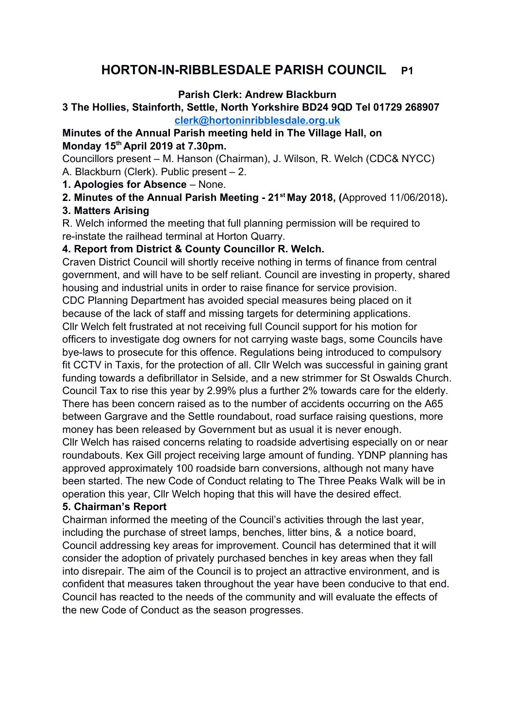# HORTON-IN-RIBBLESDALE PARISH COUNCIL P1

**Parish Clerk: Andrew Blackburn**

**3 The Hollies, Stainforth, Settle, North Yorkshire BD24 9QD Tel 01729 268907**

**clerk@hortoninribblesdale.org.uk**

**Minutes of the Annual Parish meeting held in The Village Hall, on Monday 15th April 2019 at 7.30pm.**

Councillors present – M. Hanson (Chairman), J. Wilson, R. Welch (CDC& NYCC) A. Blackburn (Clerk). Public present – 2.

**1. Apologies for Absence** – None.

**2. Minutes of the Annual Parish Meeting - 21st May 2018, (**Approved 11/06/2018)**.**

**3. Matters Arising**

R. Welch informed the meeting that full planning permission will be required to re-instate the railhead terminal at Horton Quarry.

**4. Report from District & County Councillor R. Welch.**

Craven District Council will shortly receive nothing in terms of finance from central government, and will have to be self reliant. Council are investing in property, shared housing and industrial units in order to raise finance for service provision.

CDC Planning Department has avoided special measures being placed on it because of the lack of staff and missing targets for determining applications.

Cllr Welch felt frustrated at not receiving full Council support for his motion for officers to investigate dog owners for not carrying waste bags, some Councils have bye-laws to prosecute for this offence. Regulations being introduced to compulsory fit CCTV in Taxis, for the protection of all. Cllr Welch was successful in gaining grant funding towards a defibrillator in Selside, and a new strimmer for St Oswalds Church. Council Tax to rise this year by 2.99% plus a further 2% towards care for the elderly. There has been concern raised as to the number of accidents occurring on the A65 between Gargrave and the Settle roundabout, road surface raising questions, more money has been released by Government but as usual it is never enough.

Cllr Welch has raised concerns relating to roadside advertising especially on or near roundabouts. Kex Gill project receiving large amount of funding. YDNP planning has approved approximately 100 roadside barn conversions, although not many have been started. The new Code of Conduct relating to The Three Peaks Walk will be in operation this year, Cllr Welch hoping that this will have the desired effect.

**5. Chairman's Report**

Chairman informed the meeting of the Council's activities through the last year, including the purchase of street lamps, benches, litter bins, & a notice board, Council addressing key areas for improvement. Council has determined that it will consider the adoption of privately purchased benches in key areas when they fall into disrepair. The aim of the Council is to project an attractive environment, and is confident that measures taken throughout the year have been conducive to that end. Council has reacted to the needs of the community and will evaluate the effects of the new Code of Conduct as the season progresses.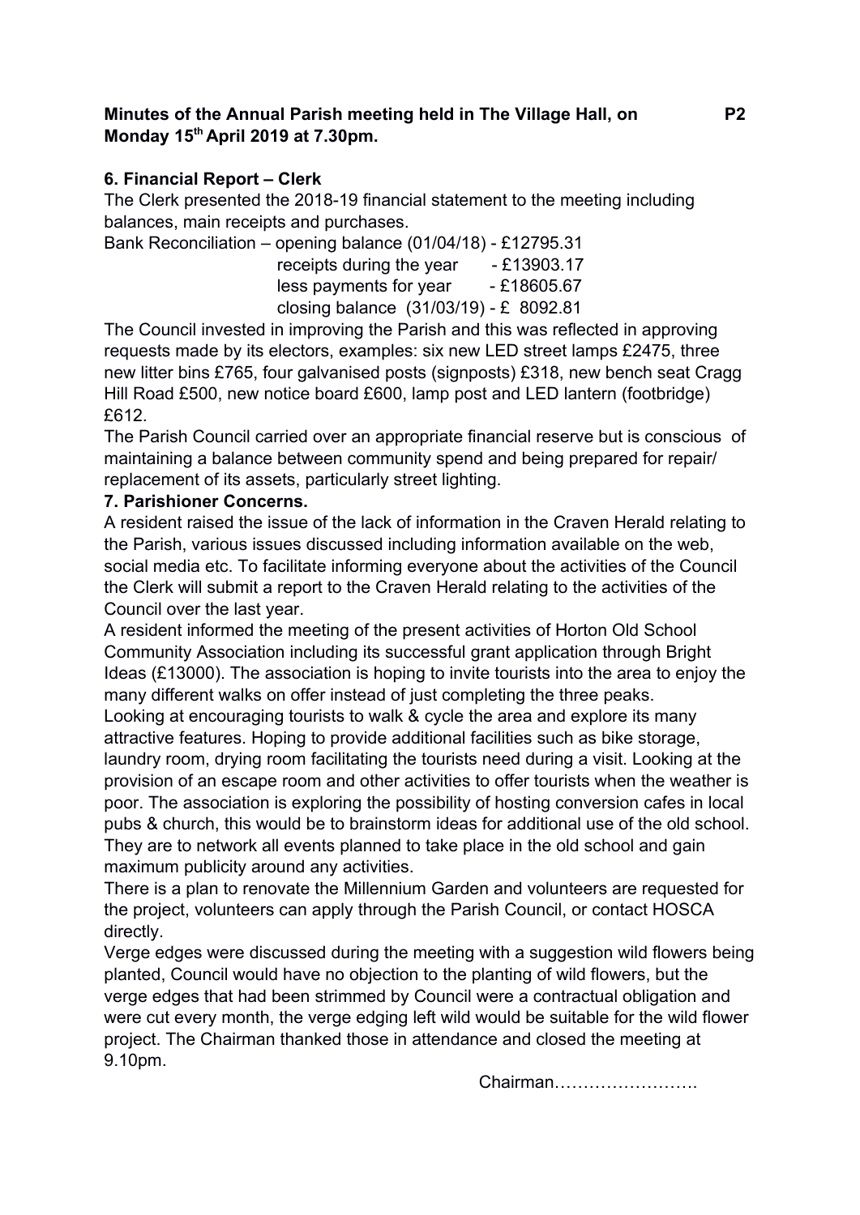**Minutes of the Annual Parish meeting held in The Village Hall, on Monday 15th April 2019 at 7.30pm.**

**6. Financial Report – Clerk**

The Clerk presented the 2018-19 financial statement to the meeting including balances, main receipts and purchases.

Bank Reconciliation – opening balance (01/04/18) - £12795.31
receipts during the year - £13903.17
less payments for year - £18605.67
closing balance (31/03/19) - £ 8092.81

The Council invested in improving the Parish and this was reflected in approving requests made by its electors, examples: six new LED street lamps £2475, three new litter bins £765, four galvanised posts (signposts) £318, new bench seat Cragg Hill Road £500, new notice board £600, lamp post and LED lantern (footbridge) £612.

The Parish Council carried over an appropriate financial reserve but is conscious of maintaining a balance between community spend and being prepared for repair/ replacement of its assets, particularly street lighting.

**7. Parishioner Concerns.**

A resident raised the issue of the lack of information in the Craven Herald relating to the Parish, various issues discussed including information available on the web, social media etc. To facilitate informing everyone about the activities of the Council the Clerk will submit a report to the Craven Herald relating to the activities of the Council over the last year.

A resident informed the meeting of the present activities of Horton Old School Community Association including its successful grant application through Bright Ideas (£13000). The association is hoping to invite tourists into the area to enjoy the many different walks on offer instead of just completing the three peaks.

Looking at encouraging tourists to walk & cycle the area and explore its many attractive features. Hoping to provide additional facilities such as bike storage, laundry room, drying room facilitating the tourists need during a visit. Looking at the provision of an escape room and other activities to offer tourists when the weather is poor. The association is exploring the possibility of hosting conversion cafes in local pubs & church, this would be to brainstorm ideas for additional use of the old school. They are to network all events planned to take place in the old school and gain maximum publicity around any activities.

There is a plan to renovate the Millennium Garden and volunteers are requested for the project, volunteers can apply through the Parish Council, or contact HOSCA directly.

Verge edges were discussed during the meeting with a suggestion wild flowers being planted, Council would have no objection to the planting of wild flowers, but the verge edges that had been strimmed by Council were a contractual obligation and were cut every month, the verge edging left wild would be suitable for the wild flower project. The Chairman thanked those in attendance and closed the meeting at 9.10pm.

Chairman…………………….